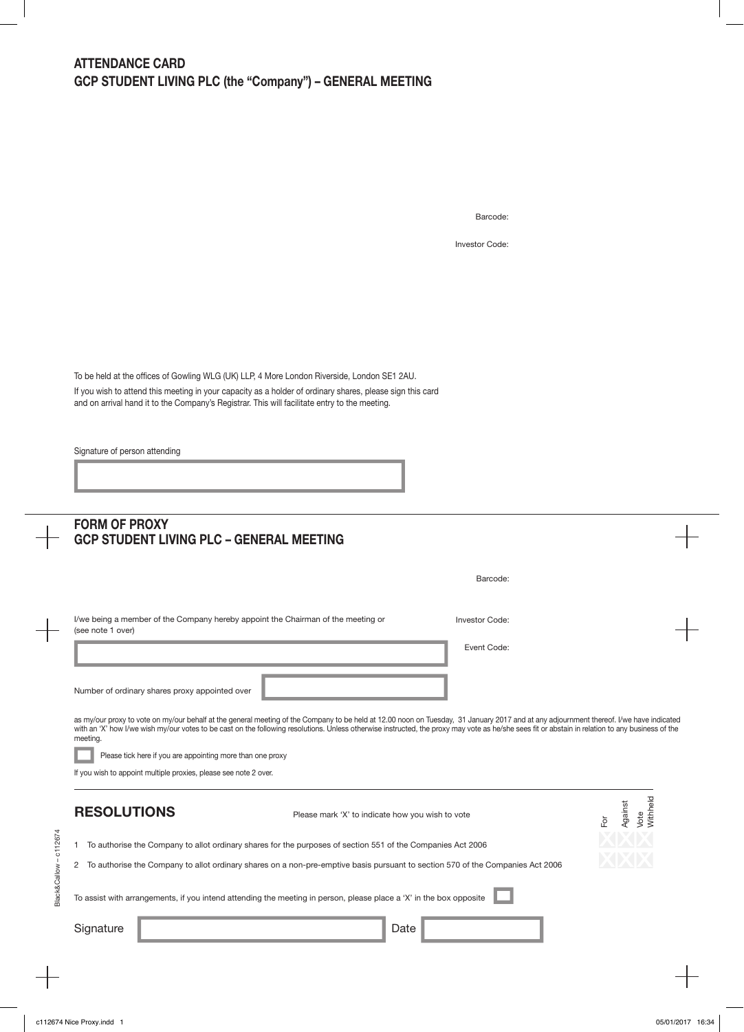## ATTENDANCE CARD
## GCP STUDENT LIVING PLC (the "Company") – GENERAL MEETING

Barcode:

Investor Code:

To be held at the offices of Gowling WLG (UK) LLP, 4 More London Riverside, London SE1 2AU.

If you wish to attend this meeting in your capacity as a holder of ordinary shares, please sign this card and on arrival hand it to the Company's Registrar. This will facilitate entry to the meeting.

Signature of person attending

## FORM OF PROXY
## GCP STUDENT LIVING PLC – GENERAL MEETING

Barcode:

I/we being a member of the Company hereby appoint the Chairman of the meeting or (see note 1 over)

Investor Code:

Event Code:

Number of ordinary shares proxy appointed over

as my/our proxy to vote on my/our behalf at the general meeting of the Company to be held at 12.00 noon on Tuesday, 31 January 2017 and at any adjournment thereof. I/we have indicated with an 'X' how I/we wish my/our votes to be cast on the following resolutions. Unless otherwise instructed, the proxy may vote as he/she sees fit or abstain in relation to any business of the meeting.

☐ Please tick here if you are appointing more than one proxy

If you wish to appoint multiple proxies, please see note 2 over.

### RESOLUTIONS

Please mark 'X' to indicate how you wish to vote

| | Resolution | For | Against | Vote Withheld |
|---|---|---|---|---|
| 1 | To authorise the Company to allot ordinary shares for the purposes of section 551 of the Companies Act 2006 | | | |
| 2 | To authorise the Company to allot ordinary shares on a non-pre-emptive basis pursuant to section 570 of the Companies Act 2006 | | | |

To assist with arrangements, if you intend attending the meeting in person, please place a 'X' in the box opposite ☐

Signature

Date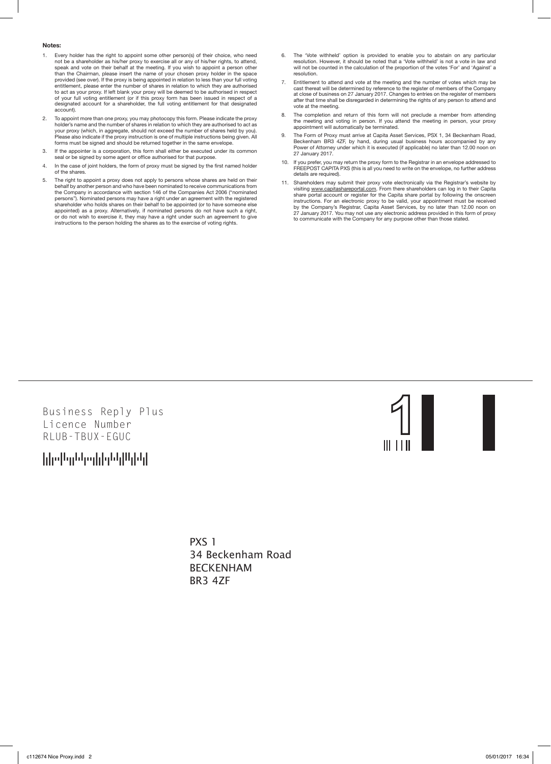**Notes:**

1. Every holder has the right to appoint some other person(s) of their choice, who need not be a shareholder as his/her proxy to exercise all or any of his/her rights, to attend, speak and vote on their behalf at the meeting. If you wish to appoint a person other than the Chairman, please insert the name of your chosen proxy holder in the space provided (see over). If the proxy is being appointed in relation to less than your full voting entitlement, please enter the number of shares in relation to which they are authorised to act as your proxy. If left blank your proxy will be deemed to be authorised in respect of your full voting entitlement (or if this proxy form has been issued in respect of a designated account for a shareholder, the full voting entitlement for that designated account).
2. To appoint more than one proxy, you may photocopy this form. Please indicate the proxy holder's name and the number of shares in relation to which they are authorised to act as your proxy (which, in aggregate, should not exceed the number of shares held by you). Please also indicate if the proxy instruction is one of multiple instructions being given. All forms must be signed and should be returned together in the same envelope.
3. If the appointer is a corporation, this form shall either be executed under its common seal or be signed by some agent or office authorised for that purpose.
4. In the case of joint holders, the form of proxy must be signed by the first named holder of the shares.
5. The right to appoint a proxy does not apply to persons whose shares are held on their behalf by another person and who have been nominated to receive communications from the Company in accordance with section 146 of the Companies Act 2006 ("nominated persons"). Nominated persons may have a right under an agreement with the registered shareholder who holds shares on their behalf to be appointed (or to have someone else appointed) as a proxy. Alternatively, if nominated persons do not have such a right, or do not wish to exercise it, they may have a right under such an agreement to give instructions to the person holding the shares as to the exercise of voting rights.
6. The 'Vote withheld' option is provided to enable you to abstain on any particular resolution. However, it should be noted that a 'Vote withheld' is not a vote in law and will not be counted in the calculation of the proportion of the votes 'For' and 'Against' a resolution.
7. Entitlement to attend and vote at the meeting and the number of votes which may be cast thereat will be determined by reference to the register of members of the Company at close of business on 27 January 2017. Changes to entries on the register of members after that time shall be disregarded in determining the rights of any person to attend and vote at the meeting.
8. The completion and return of this form will not preclude a member from attending the meeting and voting in person. If you attend the meeting in person, your proxy appointment will automatically be terminated.
9. The Form of Proxy must arrive at Capita Asset Services, PSX 1, 34 Beckenham Road, Beckenham BR3 4ZF, by hand, during usual business hours accompanied by any Power of Attorney under which it is executed (if applicable) no later than 12.00 noon on 27 January 2017.
10. If you prefer, you may return the proxy form to the Registrar in an envelope addressed to FREEPOST CAPITA PXS (this is all you need to write on the envelope, no further address details are required).
11. Shareholders may submit their proxy vote electronically via the Registrar's website by visiting www.capitashareportal.com. From there shareholders can log in to their Capita share portal account or register for the Capita share portal by following the onscreen instructions. For an electronic proxy to be valid, your appointment must be received by the Company's Registrar, Capita Asset Services, by no later than 12.00 noon on 27 January 2017. You may not use any electronic address provided in this form of proxy to communicate with the Company for any purpose other than those stated.

Business Reply Plus
Licence Number
RLUB-TBUX-EGUC

1

PXS 1
34 Beckenham Road
BECKENHAM
BR3 4ZF